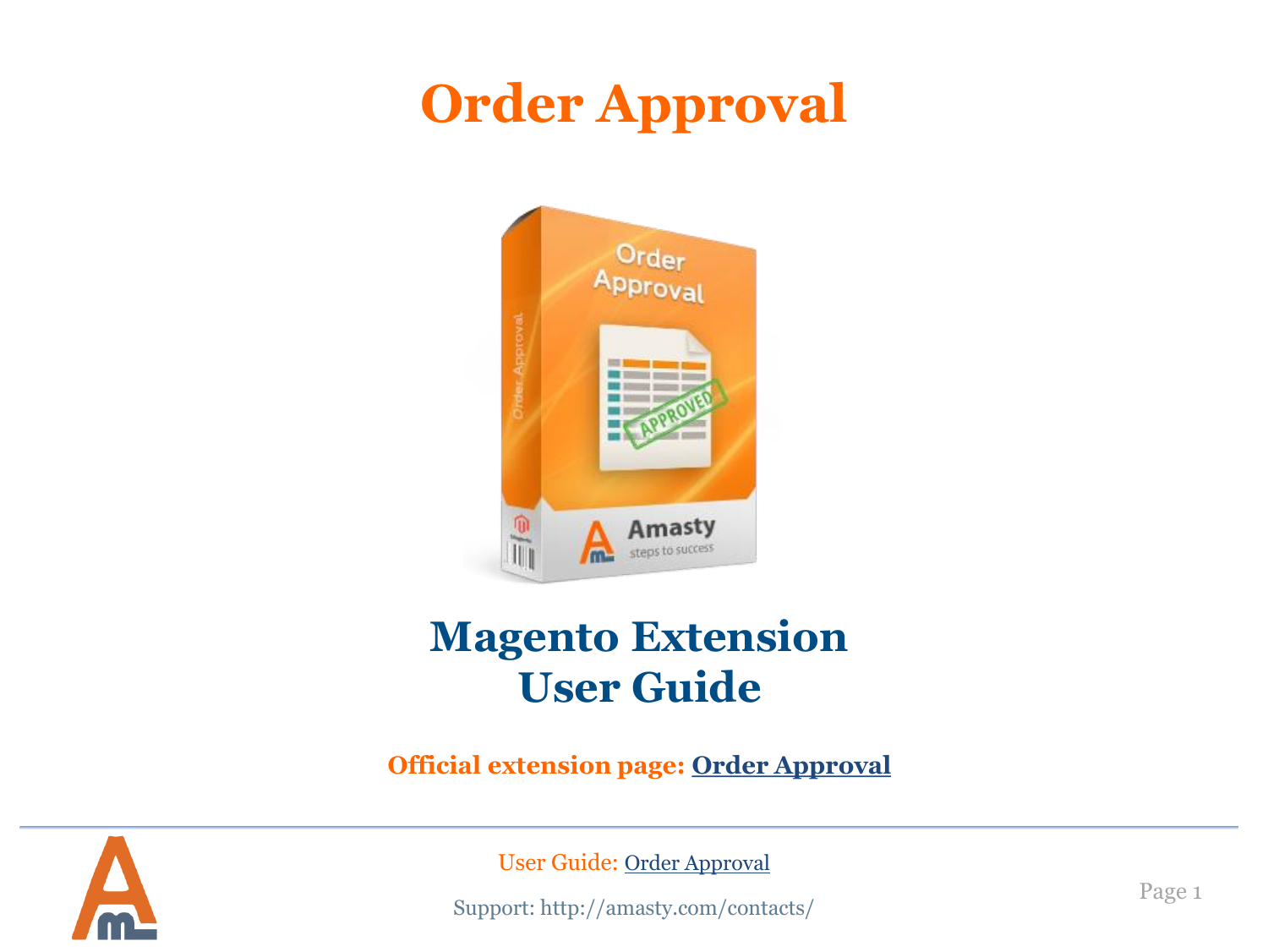# Order Approval

# Magento Extension User Guide

**Official extension page: Order Approval**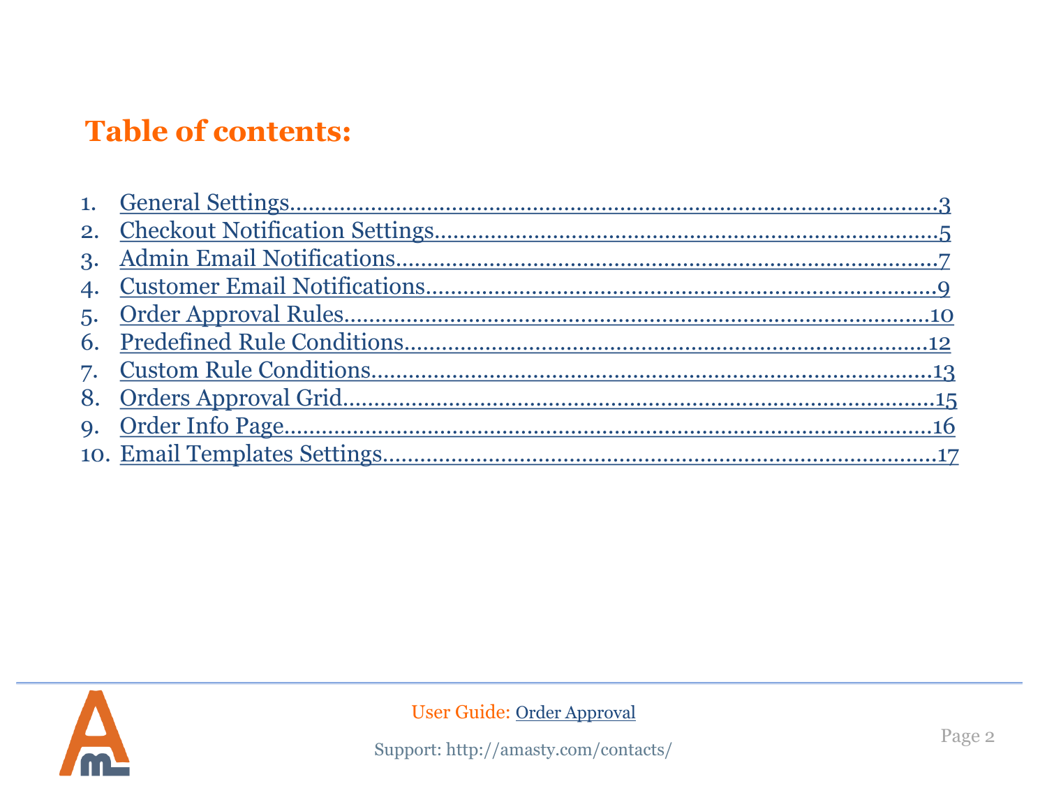# Table of contents:

1. General Settings....................................................................................3
2. Checkout Notification Settings....................................................................5
3. Admin Email Notifications.........................................................................7
4. Customer Email Notifications.....................................................................9
5. Order Approval Rules...............................................................................10
6. Predefined Rule Conditions........................................................................12
7. Custom Rule Conditions............................................................................13
8. Orders Approval Grid...............................................................................15
9. Order Info Page......................................................................................16
10. Email Templates Settings.........................................................................17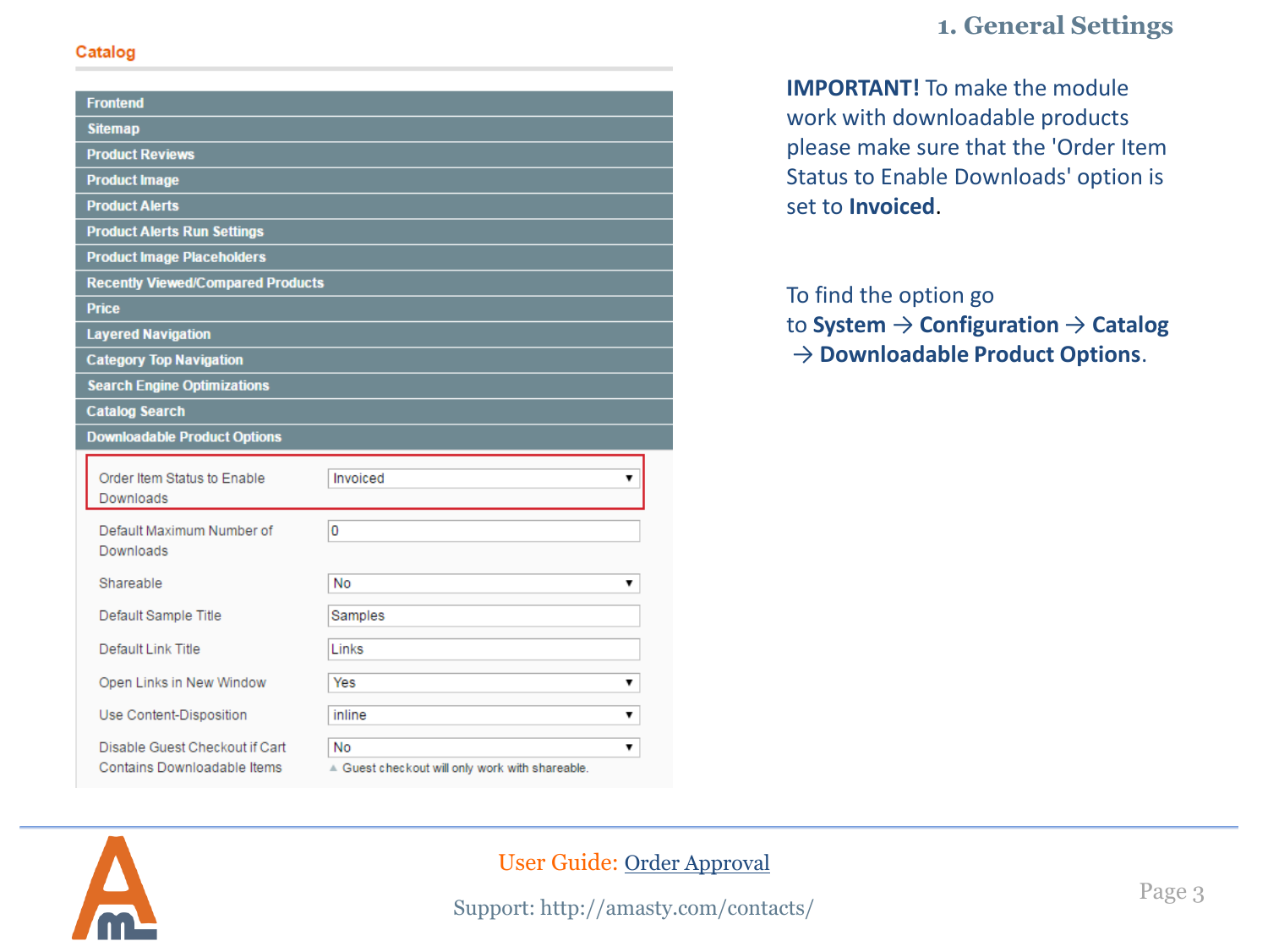# 1. General Settings

**Catalog**

- Frontend
- Sitemap
- Product Reviews
- Product Image
- Product Alerts
- Product Alerts Run Settings
- Product Image Placeholders
- Recently Viewed/Compared Products
- Price
- Layered Navigation
- Category Top Navigation
- Search Engine Optimizations
- Catalog Search
- Downloadable Product Options

| Setting | Value |
|---|---|
| Order Item Status to Enable Downloads | Invoiced |
| Default Maximum Number of Downloads | 0 |
| Shareable | No |
| Default Sample Title | Samples |
| Default Link Title | Links |
| Open Links in New Window | Yes |
| Use Content-Disposition | inline |
| Disable Guest Checkout if Cart Contains Downloadable Items | No<br>▲ Guest checkout will only work with shareable. |

**IMPORTANT!** To make the module work with downloadable products please make sure that the 'Order Item Status to Enable Downloads' option is set to **Invoiced**.

To find the option go to **System** → **Configuration** → **Catalog** → **Downloadable Product Options**.

User Guide: Order Approval

Support: http://amasty.com/contacts/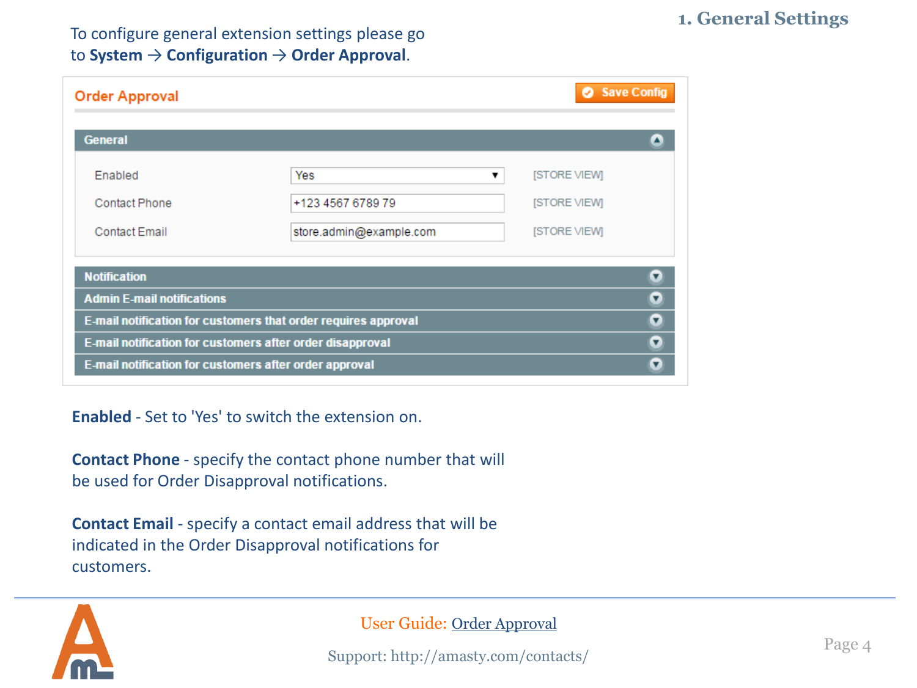# 1. General Settings

To configure general extension settings please go to **System → Configuration → Order Approval**.

**Order Approval** — Save Config

**General**

| Setting | Value | Scope |
|---|---|---|
| Enabled | Yes | [STORE VIEW] |
| Contact Phone | +123 4567 6789 79 | [STORE VIEW] |
| Contact Email | store.admin@example.com | [STORE VIEW] |

- Notification
- Admin E-mail notifications
- E-mail notification for customers that order requires approval
- E-mail notification for customers after order disapproval
- E-mail notification for customers after order approval

**Enabled** - Set to 'Yes' to switch the extension on.

**Contact Phone** - specify the contact phone number that will be used for Order Disapproval notifications.

**Contact Email** - specify a contact email address that will be indicated in the Order Disapproval notifications for customers.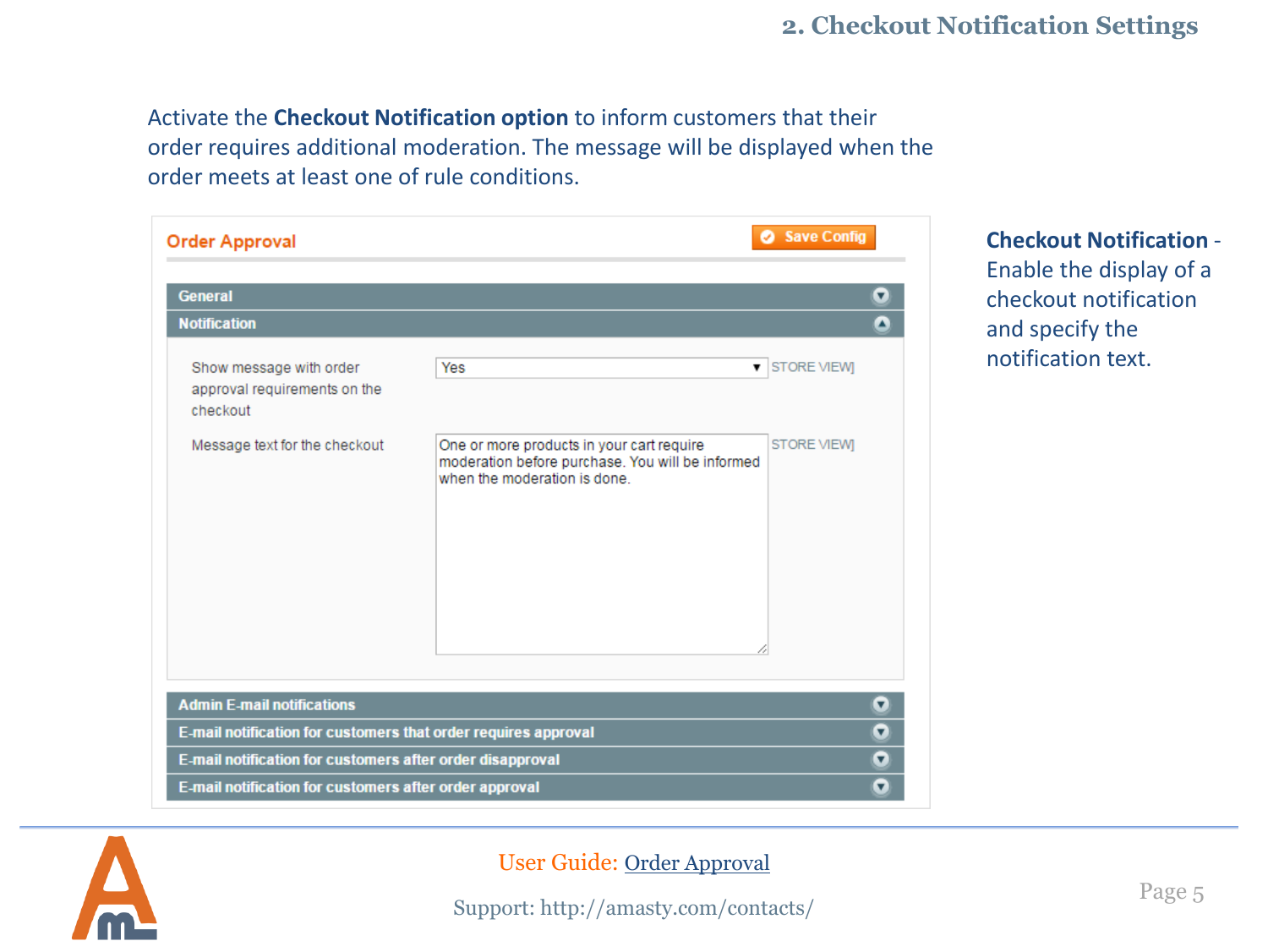## 2. Checkout Notification Settings

Activate the **Checkout Notification option** to inform customers that their order requires additional moderation. The message will be displayed when the order meets at least one of rule conditions.

**Order Approval** — Save Config

- General
- Notification

| | | |
|---|---|---|
| Show message with order approval requirements on the checkout | Yes | [STORE VIEW] |
| Message text for the checkout | One or more products in your cart require moderation before purchase. You will be informed when the moderation is done. | [STORE VIEW] |

- Admin E-mail notifications
- E-mail notification for customers that order requires approval
- E-mail notification for customers after order disapproval
- E-mail notification for customers after order approval

**Checkout Notification** - Enable the display of a checkout notification and specify the notification text.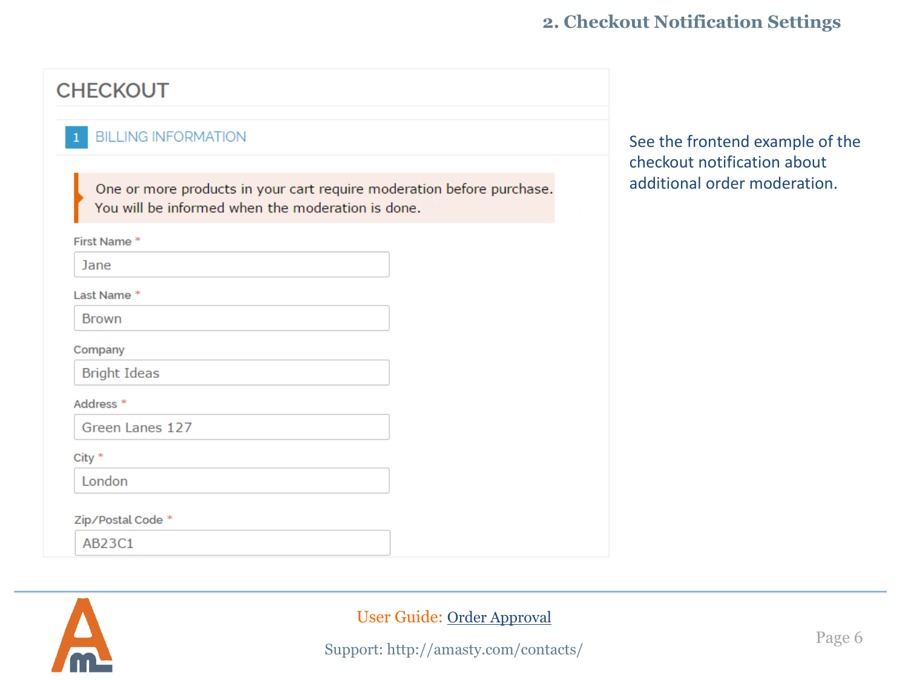CHECKOUT

1 BILLING INFORMATION

One or more products in your cart require moderation before purchase. You will be informed when the moderation is done.

First Name *

Jane

Last Name *

Brown

Company

Bright Ideas

Address *

Green Lanes 127

City *

London

Zip/Postal Code *

AB23C1

See the frontend example of the checkout notification about additional order moderation.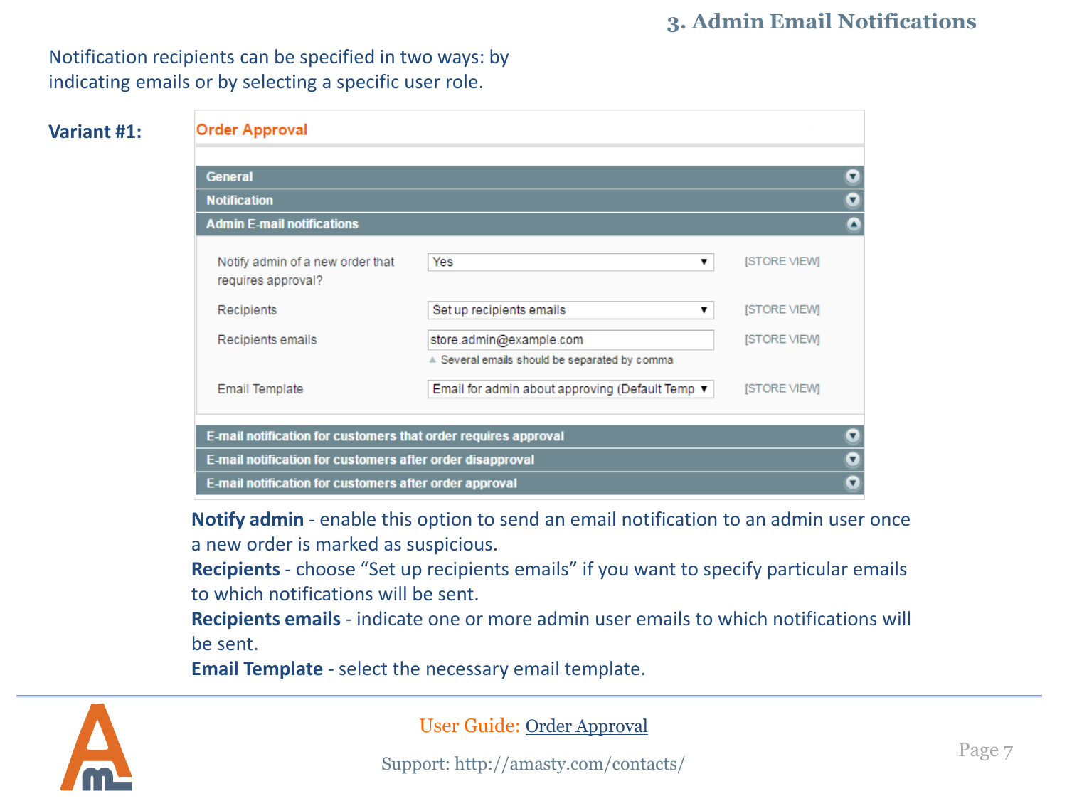## 3. Admin Email Notifications

Notification recipients can be specified in two ways: by indicating emails or by selecting a specific user role.

**Variant #1:**

Order Approval

General

Notification

Admin E-mail notifications

| | | |
|---|---|---|
| Notify admin of a new order that requires approval? | Yes | [STORE VIEW] |
| Recipients | Set up recipients emails | [STORE VIEW] |
| Recipients emails | store.admin@example.com<br>Several emails should be separated by comma | [STORE VIEW] |
| Email Template | Email for admin about approving (Default Temp | [STORE VIEW] |

E-mail notification for customers that order requires approval

E-mail notification for customers after order disapproval

E-mail notification for customers after order approval

**Notify admin** - enable this option to send an email notification to an admin user once a new order is marked as suspicious.

**Recipients** - choose “Set up recipients emails” if you want to specify particular emails to which notifications will be sent.

**Recipients emails** - indicate one or more admin user emails to which notifications will be sent.

**Email Template** - select the necessary email template.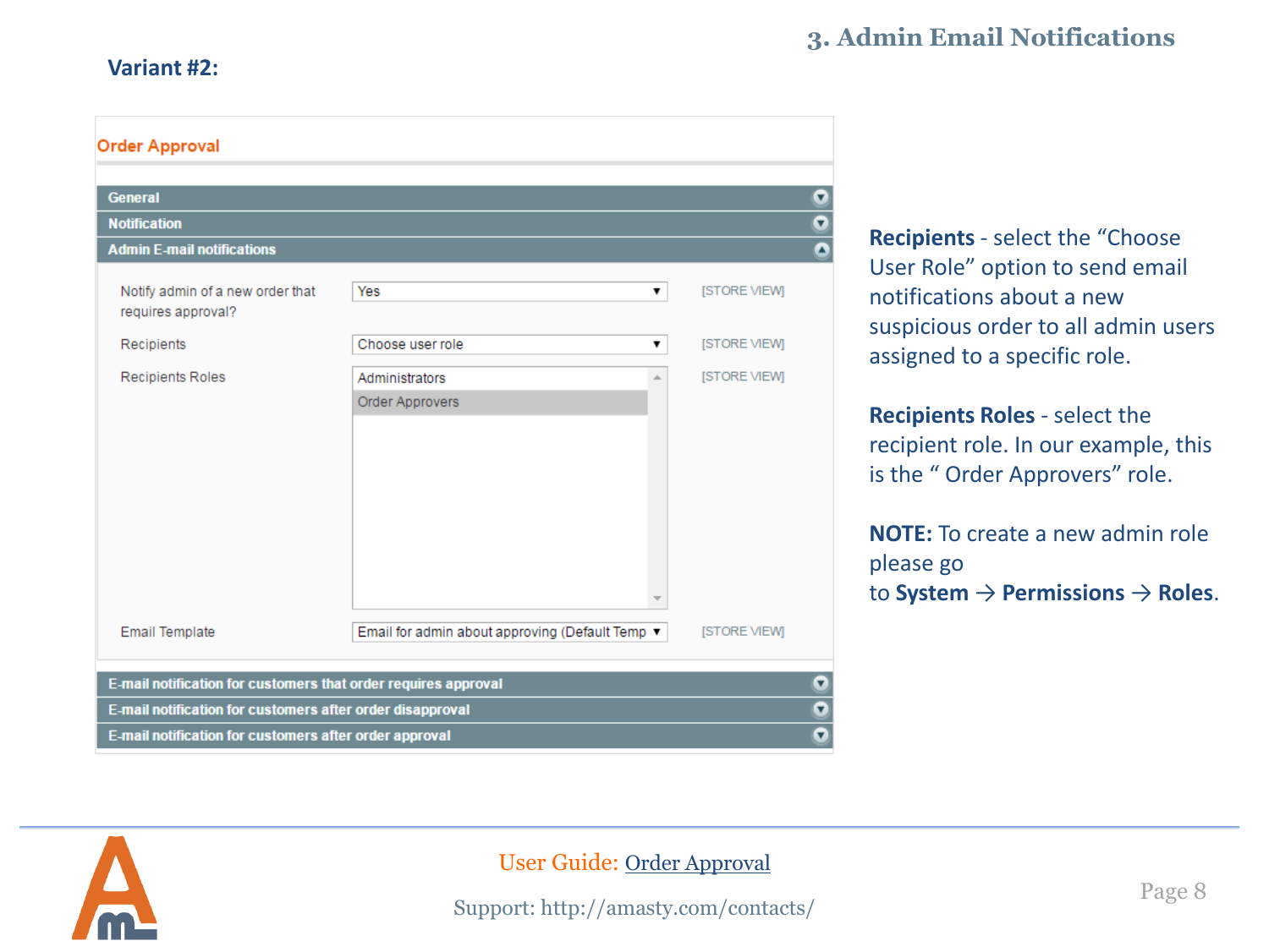## 3. Admin Email Notifications

**Variant #2:**

Order Approval

General

Notification

Admin E-mail notifications

| | | |
|---|---|---|
| Notify admin of a new order that requires approval? | Yes | [STORE VIEW] |
| Recipients | Choose user role | [STORE VIEW] |
| Recipients Roles | Administrators<br>Order Approvers | [STORE VIEW] |
| Email Template | Email for admin about approving (Default Temp | [STORE VIEW] |

E-mail notification for customers that order requires approval

E-mail notification for customers after order disapproval

E-mail notification for customers after order approval

**Recipients** - select the "Choose User Role" option to send email notifications about a new suspicious order to all admin users assigned to a specific role.

**Recipients Roles** - select the recipient role. In our example, this is the " Order Approvers" role.

**NOTE:** To create a new admin role please go to **System** → **Permissions** → **Roles**.

User Guide: Order Approval

Support: http://amasty.com/contacts/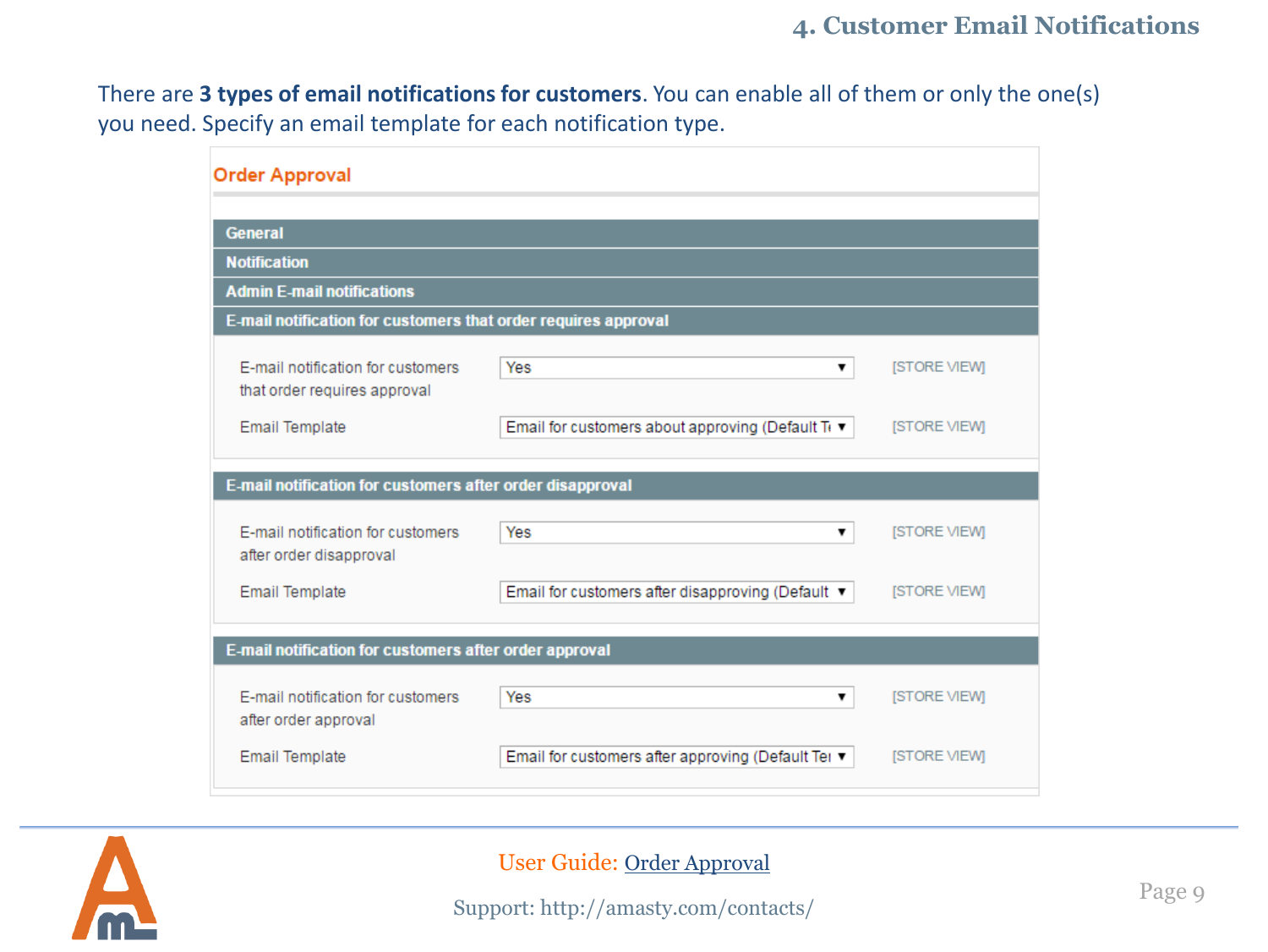## 4. Customer Email Notifications

There are **3 types of email notifications for customers**. You can enable all of them or only the one(s) you need. Specify an email template for each notification type.

**Order Approval**

**General**

**Notification**

**Admin E-mail notifications**

**E-mail notification for customers that order requires approval**

| | | |
|---|---|---|
| E-mail notification for customers that order requires approval | Yes | [STORE VIEW] |
| Email Template | Email for customers about approving (Default T | [STORE VIEW] |

**E-mail notification for customers after order disapproval**

| | | |
|---|---|---|
| E-mail notification for customers after order disapproval | Yes | [STORE VIEW] |
| Email Template | Email for customers after disapproving (Default | [STORE VIEW] |

**E-mail notification for customers after order approval**

| | | |
|---|---|---|
| E-mail notification for customers after order approval | Yes | [STORE VIEW] |
| Email Template | Email for customers after approving (Default Te | [STORE VIEW] |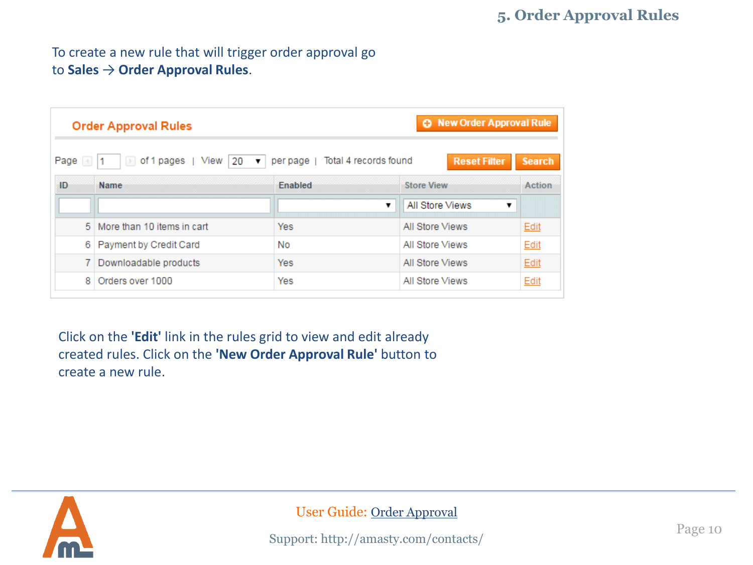## 5. Order Approval Rules

To create a new rule that will trigger order approval go to **Sales → Order Approval Rules**.

**Order Approval Rules** — New Order Approval Rule

Page 1 of 1 pages | View 20 per page | Total 4 records found — Reset Filter | Search

| ID | Name | Enabled | Store View | Action |
|---|---|---|---|---|
| 5 | More than 10 items in cart | Yes | All Store Views | Edit |
| 6 | Payment by Credit Card | No | All Store Views | Edit |
| 7 | Downloadable products | Yes | All Store Views | Edit |
| 8 | Orders over 1000 | Yes | All Store Views | Edit |

Click on the **'Edit'** link in the rules grid to view and edit already created rules. Click on the **'New Order Approval Rule'** button to create a new rule.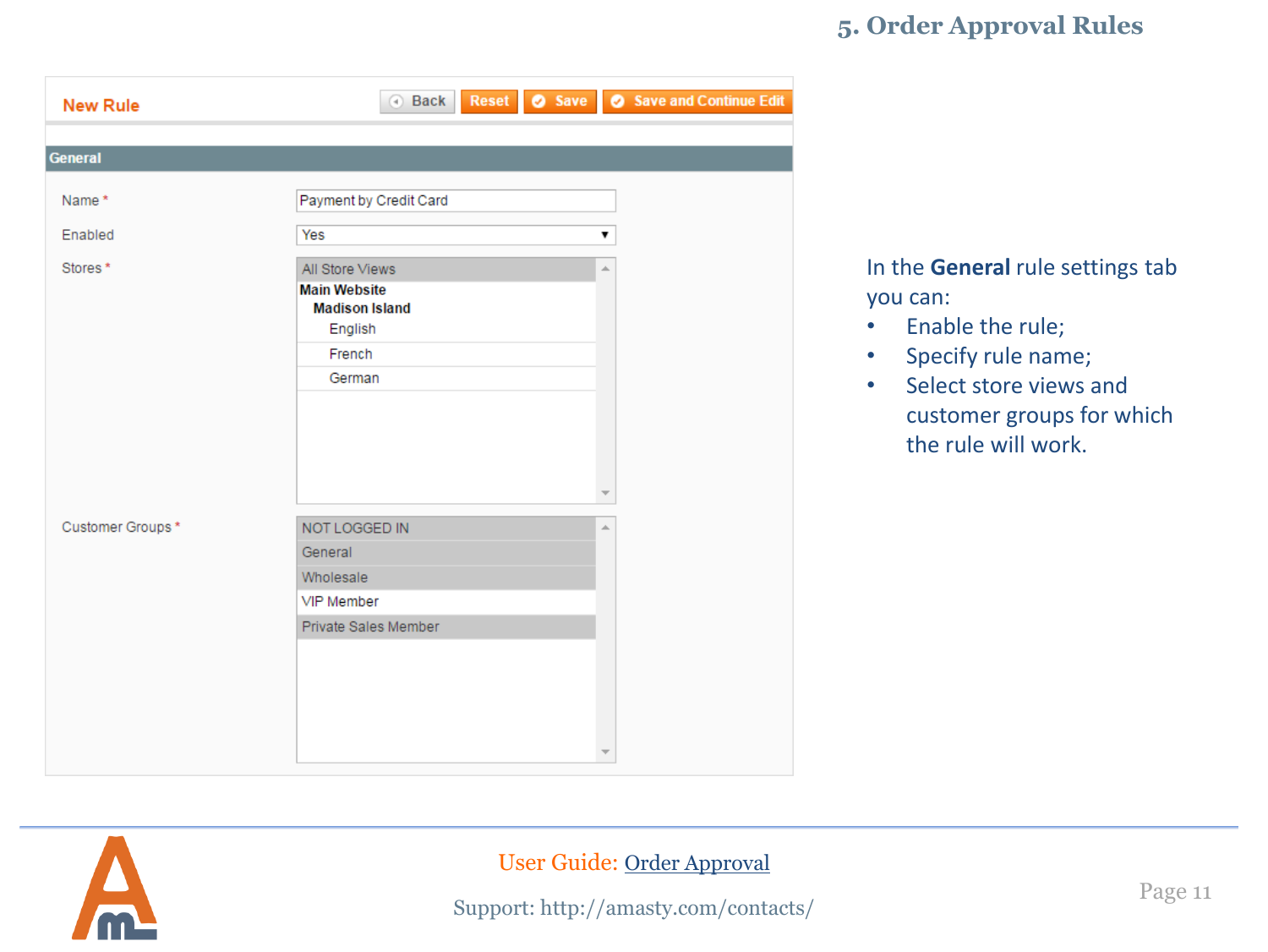## 5. Order Approval Rules

**New Rule**

Back | Reset | Save | Save and Continue Edit

**General**

Name * Payment by Credit Card

Enabled Yes

Stores *
- All Store Views
- **Main Website**
  - **Madison Island**
    - English
    - French
    - German

Customer Groups *
- NOT LOGGED IN
- General
- Wholesale
- VIP Member
- Private Sales Member

In the **General** rule settings tab you can:

- Enable the rule;
- Specify rule name;
- Select store views and customer groups for which the rule will work.

User Guide: Order Approval

Support: http://amasty.com/contacts/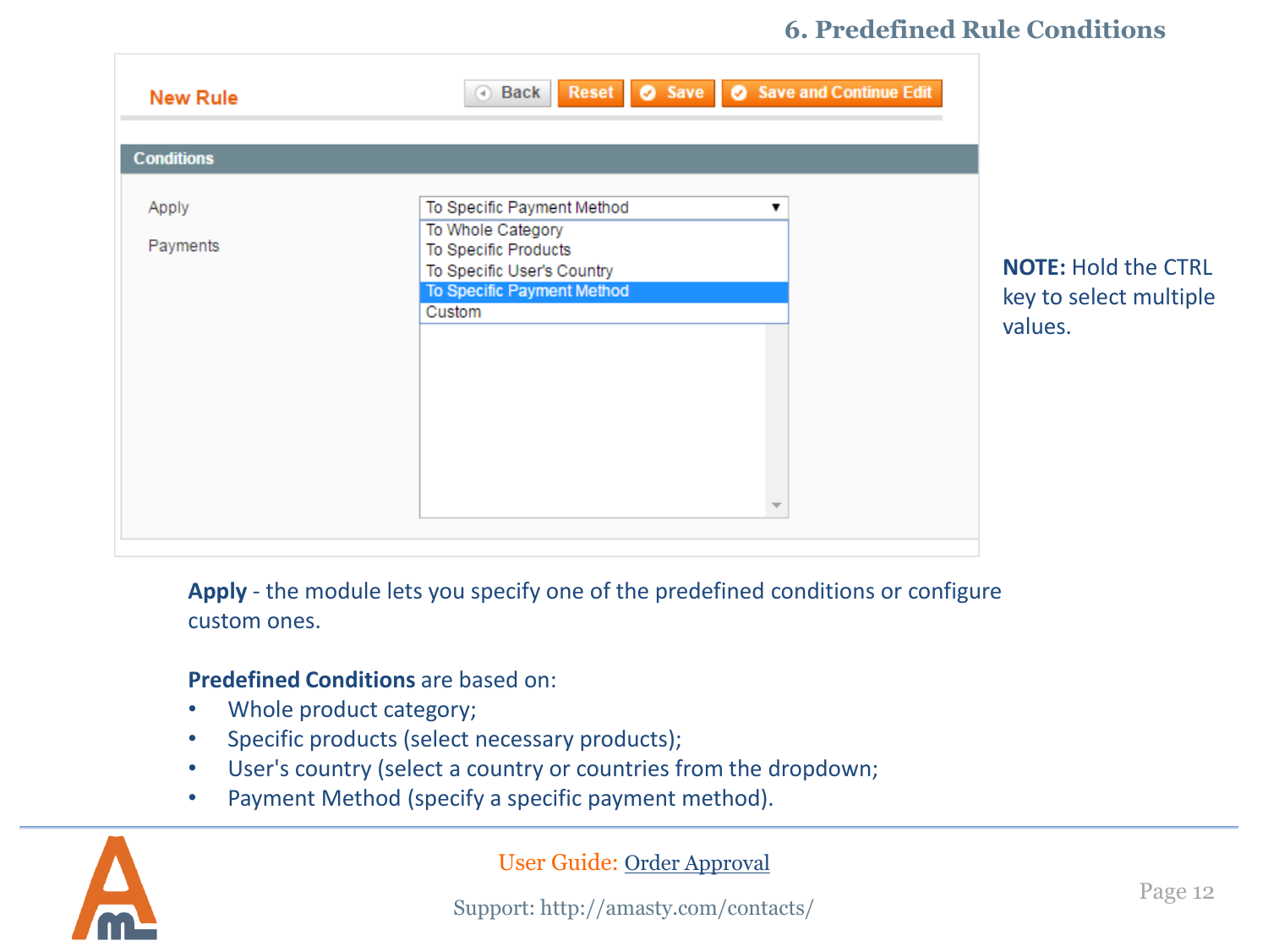## 6. Predefined Rule Conditions

**NOTE:** Hold the CTRL key to select multiple values.

**Apply** - the module lets you specify one of the predefined conditions or configure custom ones.

**Predefined Conditions** are based on:

- Whole product category;
- Specific products (select necessary products);
- User's country (select a country or countries from the dropdown;
- Payment Method (specify a specific payment method).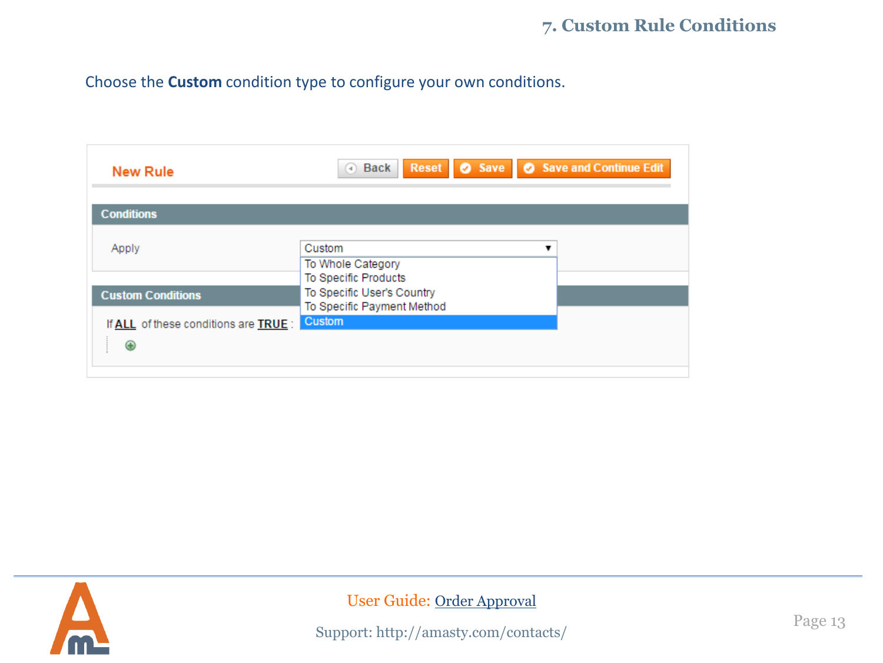# 7. Custom Rule Conditions

Choose the **Custom** condition type to configure your own conditions.

New Rule

Back | Reset | Save | Save and Continue Edit

Conditions

Apply: Custom

- To Whole Category
- To Specific Products
- To Specific User's Country
- To Specific Payment Method
- Custom

Custom Conditions

If ALL of these conditions are TRUE :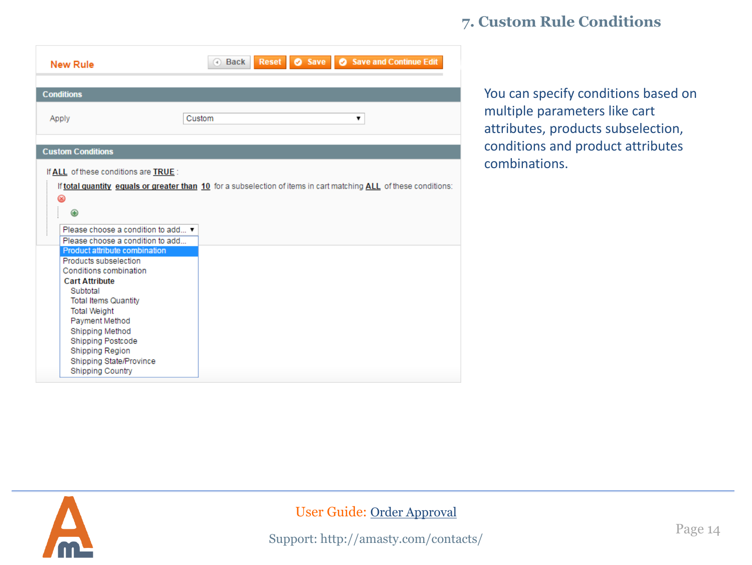# 7. Custom Rule Conditions

**New Rule**

Back | Reset | Save | Save and Continue Edit

**Conditions**

Apply: Custom

**Custom Conditions**

If ALL of these conditions are TRUE :

If total quantity equals or greater than 10 for a subselection of items in cart matching ALL of these conditions:

Please choose a condition to add...

- Please choose a condition to add...
- Product attribute combination
- Products subselection
- Conditions combination
- **Cart Attribute**
  - Subtotal
  - Total Items Quantity
  - Total Weight
  - Payment Method
  - Shipping Method
  - Shipping Postcode
  - Shipping Region
  - Shipping State/Province
  - Shipping Country

You can specify conditions based on multiple parameters like cart attributes, products subselection, conditions and product attributes combinations.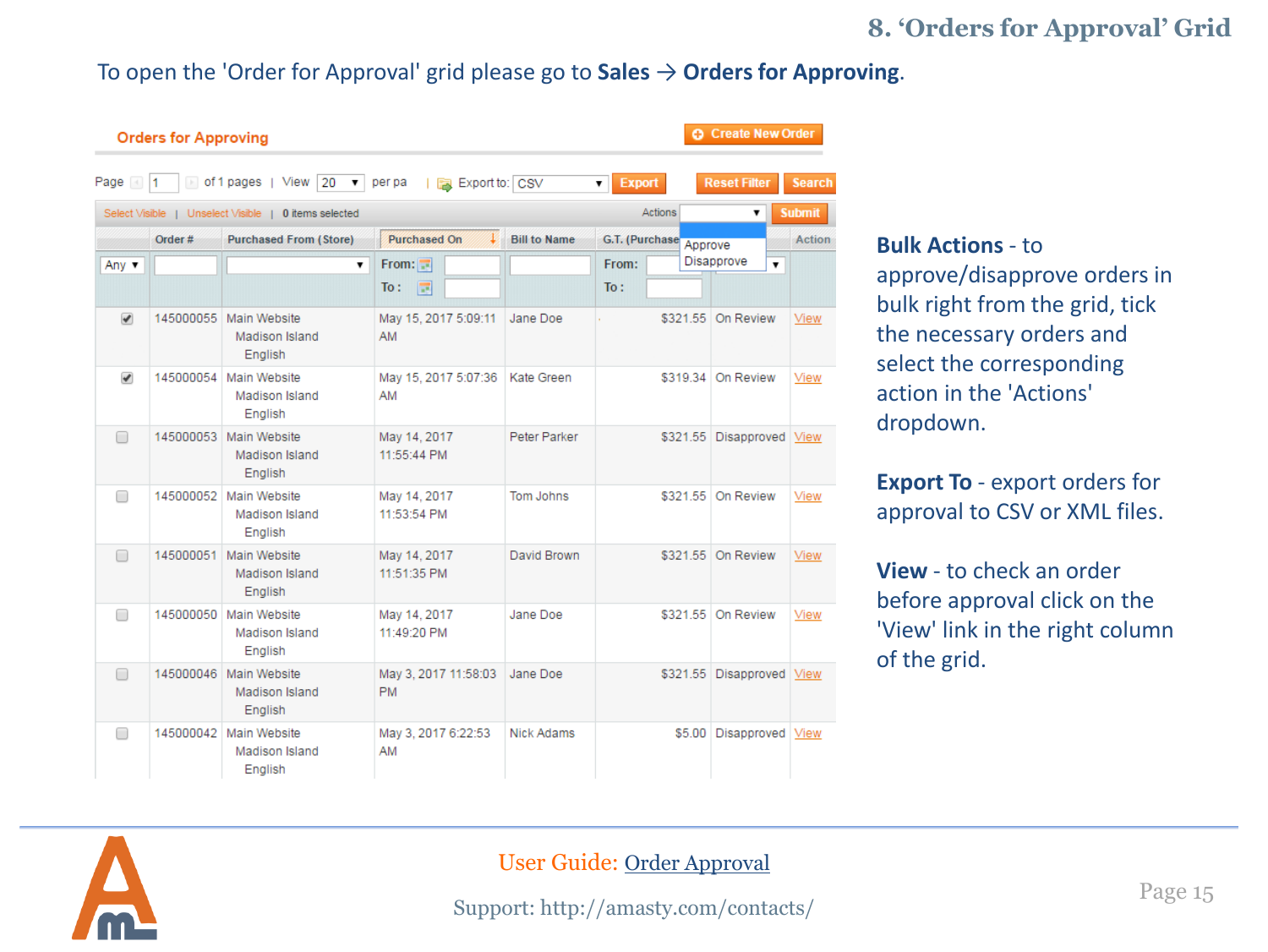# 8. 'Orders for Approval' Grid

To open the 'Order for Approval' grid please go to **Sales → Orders for Approving**.

**Orders for Approving**

| | Order # | Purchased From (Store) | Purchased On | Bill to Name | G.T. (Purchase) | Status | Action |
|---|---|---|---|---|---|---|---|
| ☑ | 145000055 | Main Website Madison Island English | May 15, 2017 5:09:11 AM | Jane Doe | $321.55 | On Review | View |
| ☑ | 145000054 | Main Website Madison Island English | May 15, 2017 5:07:36 AM | Kate Green | $319.34 | On Review | View |
| ☐ | 145000053 | Main Website Madison Island English | May 14, 2017 11:55:44 PM | Peter Parker | $321.55 | Disapproved | View |
| ☐ | 145000052 | Main Website Madison Island English | May 14, 2017 11:53:54 PM | Tom Johns | $321.55 | On Review | View |
| ☐ | 145000051 | Main Website Madison Island English | May 14, 2017 11:51:35 PM | David Brown | $321.55 | On Review | View |
| ☐ | 145000050 | Main Website Madison Island English | May 14, 2017 11:49:20 PM | Jane Doe | $321.55 | On Review | View |
| ☐ | 145000046 | Main Website Madison Island English | May 3, 2017 11:58:03 PM | Jane Doe | $321.55 | Disapproved | View |
| ☐ | 145000042 | Main Website Madison Island English | May 3, 2017 6:22:53 AM | Nick Adams | $5.00 | Disapproved | View |

**Bulk Actions** - to approve/disapprove orders in bulk right from the grid, tick the necessary orders and select the corresponding action in the 'Actions' dropdown.

**Export To** - export orders for approval to CSV or XML files.

**View** - to check an order before approval click on the 'View' link in the right column of the grid.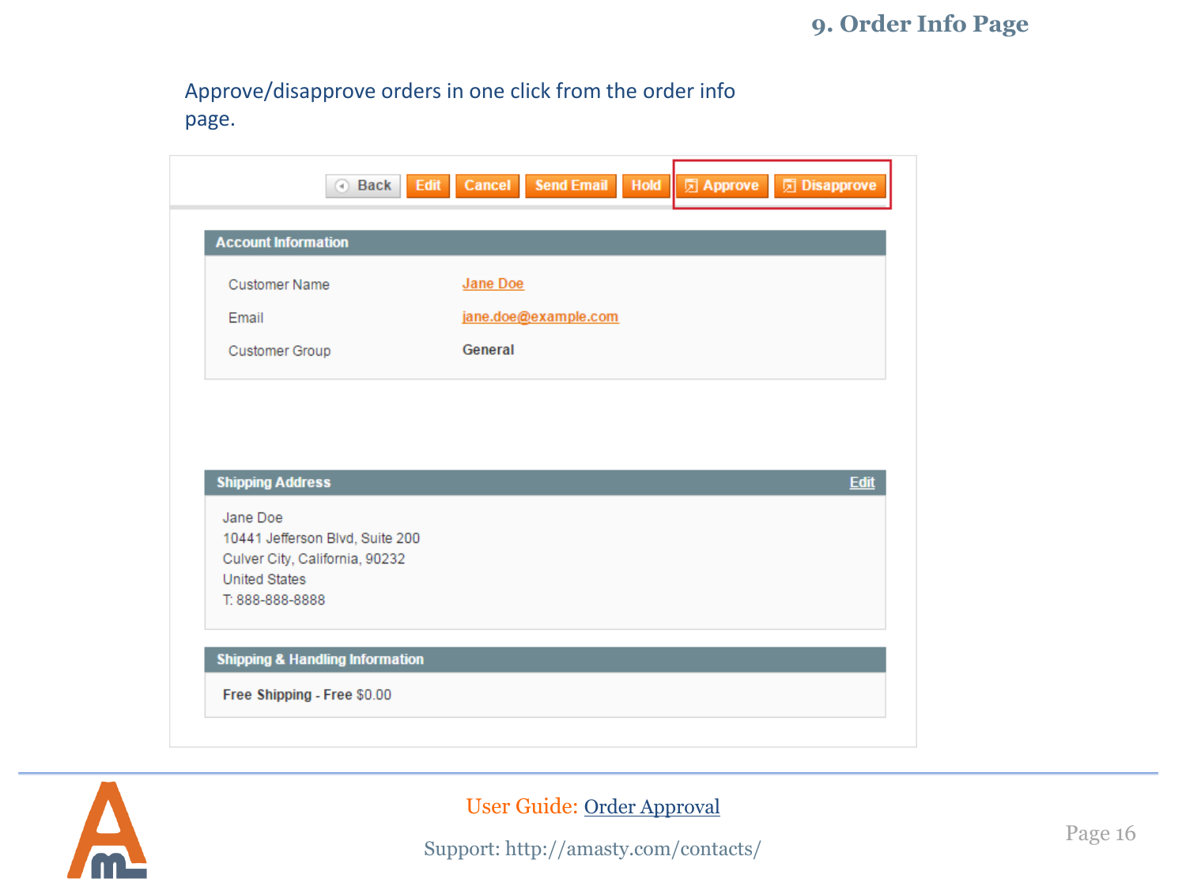## 9. Order Info Page

Approve/disapprove orders in one click from the order info page.

Back | Edit | Cancel | Send Email | Hold | Approve | Disapprove

**Account Information**

| Customer Name | Jane Doe |
|---|---|
| Email | jane.doe@example.com |
| Customer Group | General |

**Shipping Address** Edit

Jane Doe
10441 Jefferson Blvd, Suite 200
Culver City, California, 90232
United States
T: 888-888-8888

**Shipping & Handling Information**

**Free Shipping - Free** $0.00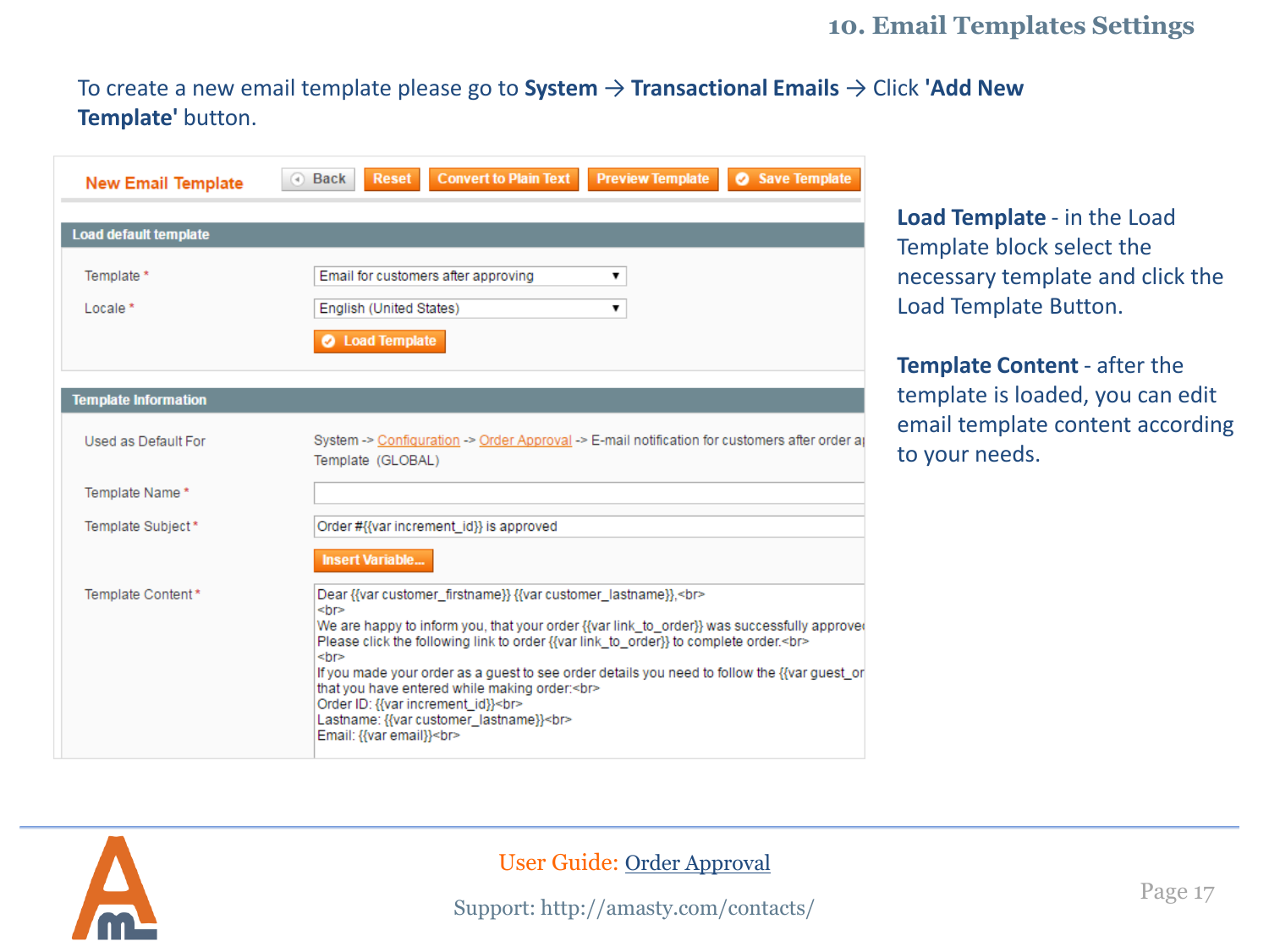## 10. Email Templates Settings

To create a new email template please go to **System** → **Transactional Emails** → Click **'Add New Template'** button.

New Email Template

Back | Reset | Convert to Plain Text | Preview Template | Save Template

**Load default template**

Template * Email for customers after approving

Locale * English (United States)

Load Template

**Template Information**

Used as Default For System -> Configuration -> Order Approval -> E-mail notification for customers after order a
Template (GLOBAL)

Template Name *

Template Subject * Order #{{var increment_id}} is approved

Insert Variable...

Template Content *

```
Dear {{var customer_firstname}} {{var customer_lastname}},<br>
<br>
We are happy to inform you, that your order {{var link_to_order}} was successfully approve
Please click the following link to order {{var link_to_order}} to complete order.<br>
<br>
If you made your order as a guest to see order details you need to follow the {{var guest_or
that you have entered while making order:<br>
Order ID: {{var increment_id}}<br>
Lastname: {{var customer_lastname}}<br>
Email: {{var email}}<br>
```

**Load Template** - in the Load Template block select the necessary template and click the Load Template Button.

**Template Content** - after the template is loaded, you can edit email template content according to your needs.

User Guide: Order Approval

Support: http://amasty.com/contacts/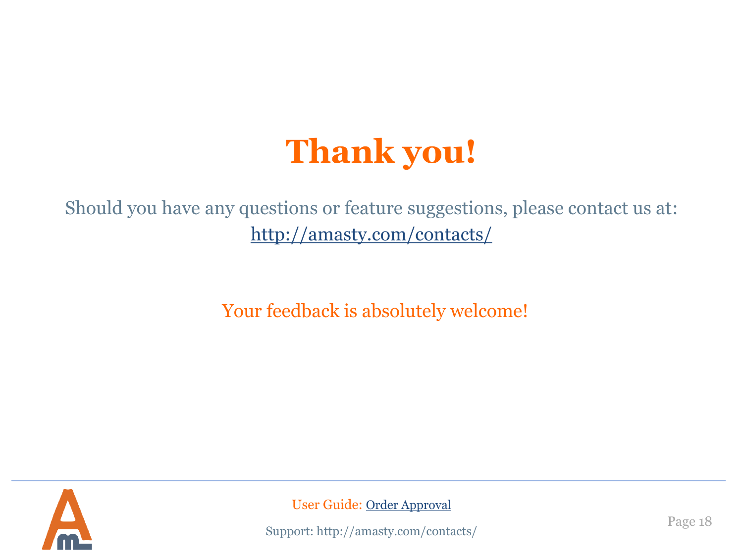# Thank you!

Should you have any questions or feature suggestions, please contact us at:
http://amasty.com/contacts/

Your feedback is absolutely welcome!